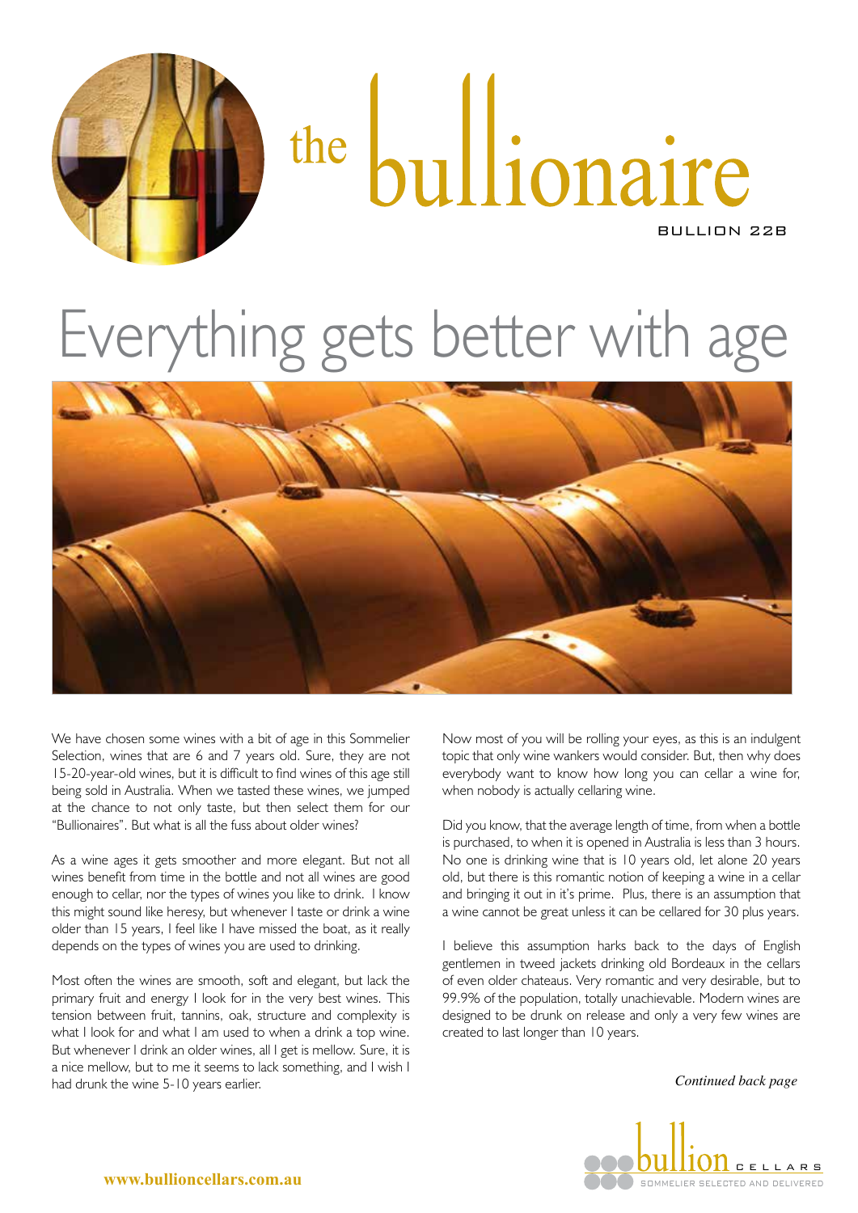# the bullionaire

BULLION 22B

# Everything gets better with age

We have chosen some wines with a bit of age in this Sommelier Selection, wines that are 6 and 7 years old. Sure, they are not 15-20-year-old wines, but it is difficult to find wines of this age still being sold in Australia. When we tasted these wines, we jumped at the chance to not only taste, but then select them for our "Bullionaires". But what is all the fuss about older wines?

As a wine ages it gets smoother and more elegant. But not all wines benefit from time in the bottle and not all wines are good enough to cellar, nor the types of wines you like to drink. I know this might sound like heresy, but whenever I taste or drink a wine older than 15 years, I feel like I have missed the boat, as it really depends on the types of wines you are used to drinking.

Most often the wines are smooth, soft and elegant, but lack the primary fruit and energy I look for in the very best wines. This tension between fruit, tannins, oak, structure and complexity is what I look for and what I am used to when a drink a top wine. But whenever I drink an older wines, all I get is mellow. Sure, it is a nice mellow, but to me it seems to lack something, and I wish I had drunk the wine 5-10 years earlier.

Now most of you will be rolling your eyes, as this is an indulgent topic that only wine wankers would consider. But, then why does everybody want to know how long you can cellar a wine for, when nobody is actually cellaring wine.

Did you know, that the average length of time, from when a bottle is purchased, to when it is opened in Australia is less than 3 hours. No one is drinking wine that is 10 years old, let alone 20 years old, but there is this romantic notion of keeping a wine in a cellar and bringing it out in it's prime. Plus, there is an assumption that a wine cannot be great unless it can be cellared for 30 plus years.

I believe this assumption harks back to the days of English gentlemen in tweed jackets drinking old Bordeaux in the cellars of even older chateaus. Very romantic and very desirable, but to 99.9% of the population, totally unachievable. Modern wines are designed to be drunk on release and only a very few wines are created to last longer than 10 years.

*Continued back page*

www.bullioncellars.com.au

bullion CELLARS
SOMMELIER SELECTED AND DELIVERED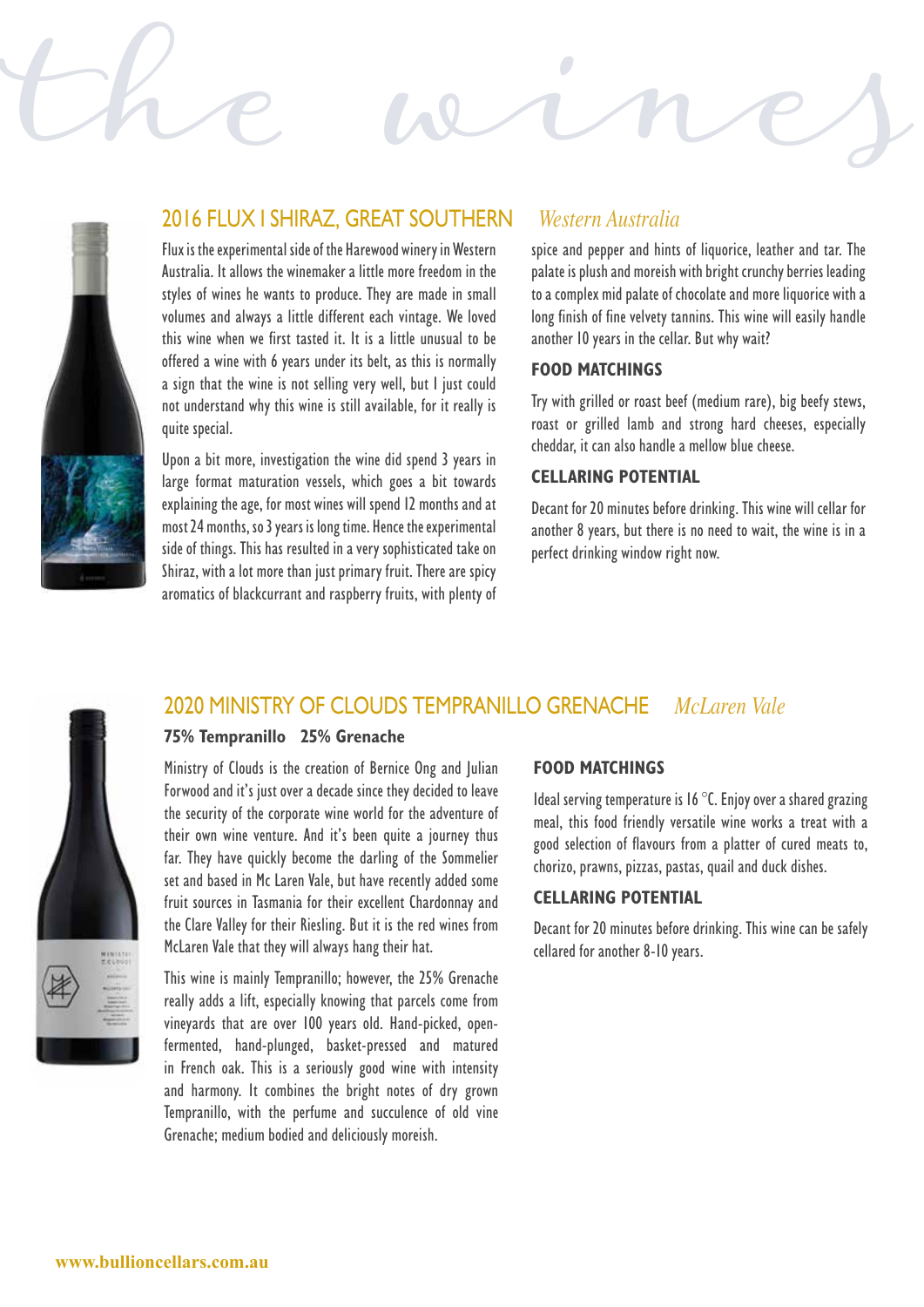# the wines

## 2016 FLUX I SHIRAZ, GREAT SOUTHERN *Western Australia*

Flux is the experimental side of the Harewood winery in Western Australia. It allows the winemaker a little more freedom in the styles of wines he wants to produce. They are made in small volumes and always a little different each vintage. We loved this wine when we first tasted it. It is a little unusual to be offered a wine with 6 years under its belt, as this is normally a sign that the wine is not selling very well, but I just could not understand why this wine is still available, for it really is quite special.

Upon a bit more, investigation the wine did spend 3 years in large format maturation vessels, which goes a bit towards explaining the age, for most wines will spend 12 months and at most 24 months, so 3 years is long time. Hence the experimental side of things. This has resulted in a very sophisticated take on Shiraz, with a lot more than just primary fruit. There are spicy aromatics of blackcurrant and raspberry fruits, with plenty of spice and pepper and hints of liquorice, leather and tar. The palate is plush and moreish with bright crunchy berries leading to a complex mid palate of chocolate and more liquorice with a long finish of fine velvety tannins. This wine will easily handle another 10 years in the cellar. But why wait?

### FOOD MATCHINGS

Try with grilled or roast beef (medium rare), big beefy stews, roast or grilled lamb and strong hard cheeses, especially cheddar, it can also handle a mellow blue cheese.

### CELLARING POTENTIAL

Decant for 20 minutes before drinking. This wine will cellar for another 8 years, but there is no need to wait, the wine is in a perfect drinking window right now.

## 2020 MINISTRY OF CLOUDS TEMPRANILLO GRENACHE *McLaren Vale*

**75% Tempranillo 25% Grenache**

Ministry of Clouds is the creation of Bernice Ong and Julian Forwood and it's just over a decade since they decided to leave the security of the corporate wine world for the adventure of their own wine venture. And it's been quite a journey thus far. They have quickly become the darling of the Sommelier set and based in Mc Laren Vale, but have recently added some fruit sources in Tasmania for their excellent Chardonnay and the Clare Valley for their Riesling. But it is the red wines from McLaren Vale that they will always hang their hat.

This wine is mainly Tempranillo; however, the 25% Grenache really adds a lift, especially knowing that parcels come from vineyards that are over 100 years old. Hand-picked, open-fermented, hand-plunged, basket-pressed and matured in French oak. This is a seriously good wine with intensity and harmony. It combines the bright notes of dry grown Tempranillo, with the perfume and succulence of old vine Grenache; medium bodied and deliciously moreish.

### FOOD MATCHINGS

Ideal serving temperature is 16 °C. Enjoy over a shared grazing meal, this food friendly versatile wine works a treat with a good selection of flavours from a platter of cured meats to, chorizo, prawns, pizzas, pastas, quail and duck dishes.

### CELLARING POTENTIAL

Decant for 20 minutes before drinking. This wine can be safely cellared for another 8-10 years.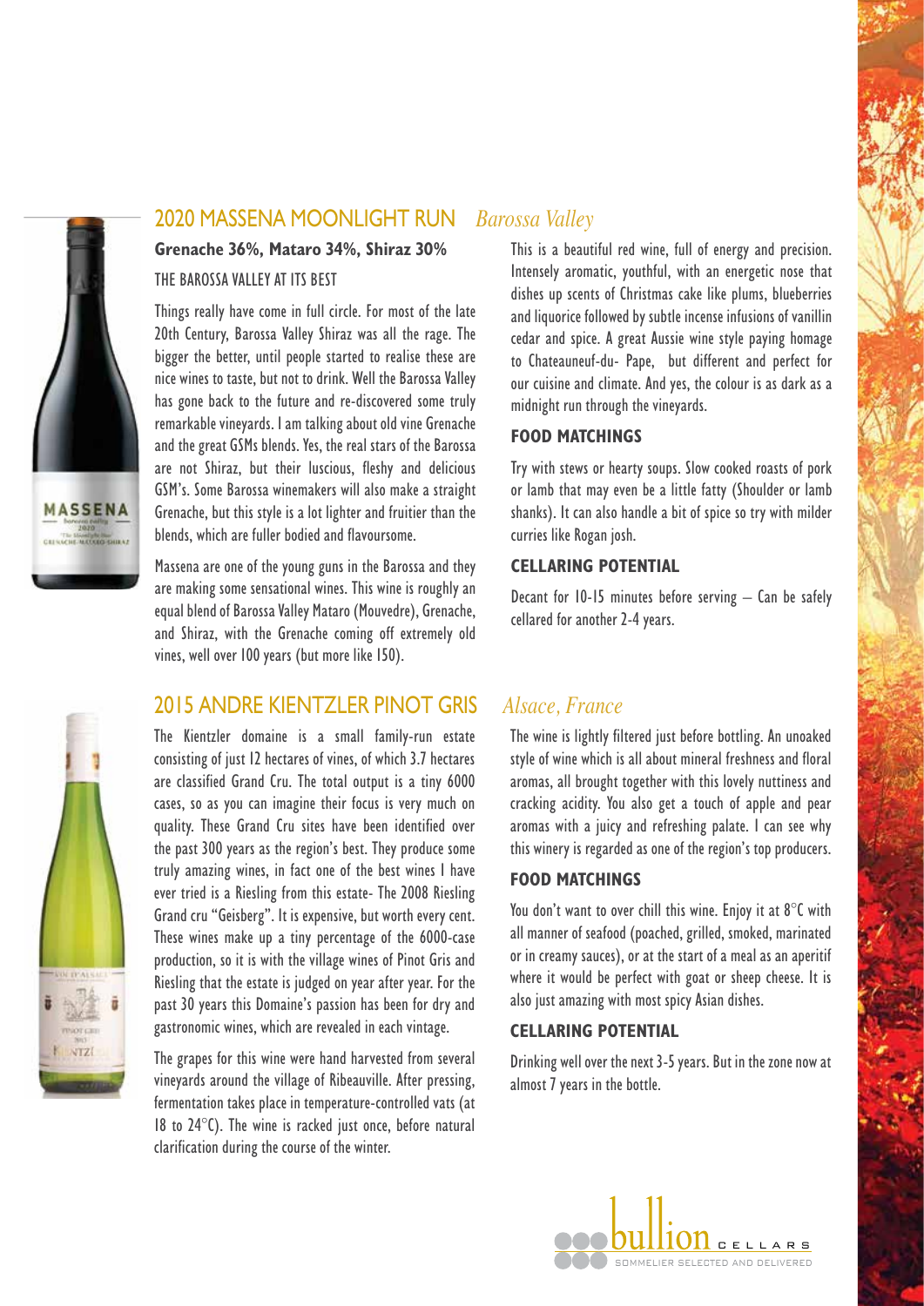## 2020 MASSENA MOONLIGHT RUN *Barossa Valley*

**Grenache 36%, Mataro 34%, Shiraz 30%**

THE BAROSSA VALLEY AT ITS BEST

Things really have come in full circle. For most of the late 20th Century, Barossa Valley Shiraz was all the rage. The bigger the better, until people started to realise these are nice wines to taste, but not to drink. Well the Barossa Valley has gone back to the future and re-discovered some truly remarkable vineyards. I am talking about old vine Grenache and the great GSMs blends. Yes, the real stars of the Barossa are not Shiraz, but their luscious, fleshy and delicious GSM's. Some Barossa winemakers will also make a straight Grenache, but this style is a lot lighter and fruitier than the blends, which are fuller bodied and flavoursome.

Massena are one of the young guns in the Barossa and they are making some sensational wines. This wine is roughly an equal blend of Barossa Valley Mataro (Mouvedre), Grenache, and Shiraz, with the Grenache coming off extremely old vines, well over 100 years (but more like 150).

This is a beautiful red wine, full of energy and precision. Intensely aromatic, youthful, with an energetic nose that dishes up scents of Christmas cake like plums, blueberries and liquorice followed by subtle incense infusions of vanillin cedar and spice. A great Aussie wine style paying homage to Chateauneuf-du- Pape, but different and perfect for our cuisine and climate. And yes, the colour is as dark as a midnight run through the vineyards.

### FOOD MATCHINGS

Try with stews or hearty soups. Slow cooked roasts of pork or lamb that may even be a little fatty (Shoulder or lamb shanks). It can also handle a bit of spice so try with milder curries like Rogan josh.

### CELLARING POTENTIAL

Decant for 10-15 minutes before serving – Can be safely cellared for another 2-4 years.

## 2015 ANDRE KIENTZLER PINOT GRIS *Alsace, France*

The Kientzler domaine is a small family-run estate consisting of just 12 hectares of vines, of which 3.7 hectares are classified Grand Cru. The total output is a tiny 6000 cases, so as you can imagine their focus is very much on quality. These Grand Cru sites have been identified over the past 300 years as the region's best. They produce some truly amazing wines, in fact one of the best wines I have ever tried is a Riesling from this estate- The 2008 Riesling Grand cru "Geisberg". It is expensive, but worth every cent. These wines make up a tiny percentage of the 6000-case production, so it is with the village wines of Pinot Gris and Riesling that the estate is judged on year after year. For the past 30 years this Domaine's passion has been for dry and gastronomic wines, which are revealed in each vintage.

The grapes for this wine were hand harvested from several vineyards around the village of Ribeauville. After pressing, fermentation takes place in temperature-controlled vats (at 18 to 24°C). The wine is racked just once, before natural clarification during the course of the winter.

The wine is lightly filtered just before bottling. An unoaked style of wine which is all about mineral freshness and floral aromas, all brought together with this lovely nuttiness and cracking acidity. You also get a touch of apple and pear aromas with a juicy and refreshing palate. I can see why this winery is regarded as one of the region's top producers.

### FOOD MATCHINGS

You don't want to over chill this wine. Enjoy it at 8°C with all manner of seafood (poached, grilled, smoked, marinated or in creamy sauces), or at the start of a meal as an aperitif where it would be perfect with goat or sheep cheese. It is also just amazing with most spicy Asian dishes.

### CELLARING POTENTIAL

Drinking well over the next 3-5 years. But in the zone now at almost 7 years in the bottle.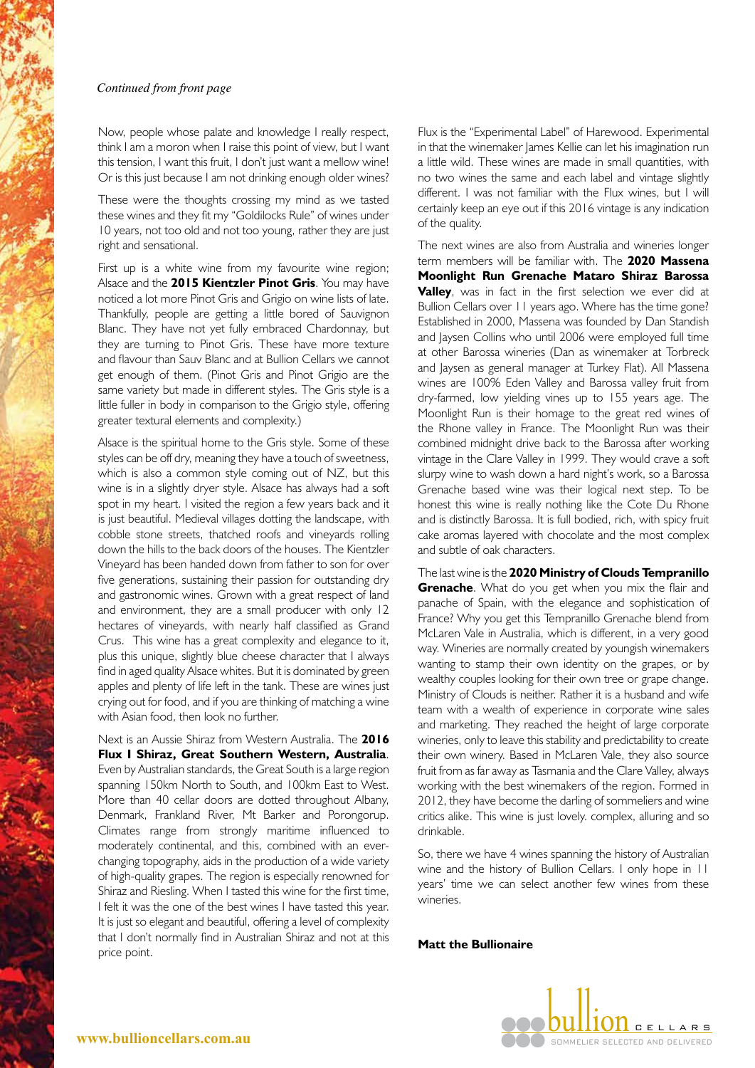*Continued from front page*

Now, people whose palate and knowledge I really respect, think I am a moron when I raise this point of view, but I want this tension, I want this fruit, I don't just want a mellow wine! Or is this just because I am not drinking enough older wines?

These were the thoughts crossing my mind as we tasted these wines and they fit my "Goldilocks Rule" of wines under 10 years, not too old and not too young, rather they are just right and sensational.

First up is a white wine from my favourite wine region; Alsace and the **2015 Kientzler Pinot Gris**. You may have noticed a lot more Pinot Gris and Grigio on wine lists of late. Thankfully, people are getting a little bored of Sauvignon Blanc. They have not yet fully embraced Chardonnay, but they are turning to Pinot Gris. These have more texture and flavour than Sauv Blanc and at Bullion Cellars we cannot get enough of them. (Pinot Gris and Pinot Grigio are the same variety but made in different styles. The Gris style is a little fuller in body in comparison to the Grigio style, offering greater textural elements and complexity.)

Alsace is the spiritual home to the Gris style. Some of these styles can be off dry, meaning they have a touch of sweetness, which is also a common style coming out of NZ, but this wine is in a slightly dryer style. Alsace has always had a soft spot in my heart. I visited the region a few years back and it is just beautiful. Medieval villages dotting the landscape, with cobble stone streets, thatched roofs and vineyards rolling down the hills to the back doors of the houses. The Kientzler Vineyard has been handed down from father to son for over five generations, sustaining their passion for outstanding dry and gastronomic wines. Grown with a great respect of land and environment, they are a small producer with only 12 hectares of vineyards, with nearly half classified as Grand Crus. This wine has a great complexity and elegance to it, plus this unique, slightly blue cheese character that I always find in aged quality Alsace whites. But it is dominated by green apples and plenty of life left in the tank. These are wines just crying out for food, and if you are thinking of matching a wine with Asian food, then look no further.

Next is an Aussie Shiraz from Western Australia. The **2016 Flux I Shiraz, Great Southern Western, Australia**. Even by Australian standards, the Great South is a large region spanning 150km North to South, and 100km East to West. More than 40 cellar doors are dotted throughout Albany, Denmark, Frankland River, Mt Barker and Porongorup. Climates range from strongly maritime influenced to moderately continental, and this, combined with an ever-changing topography, aids in the production of a wide variety of high-quality grapes. The region is especially renowned for Shiraz and Riesling. When I tasted this wine for the first time, I felt it was the one of the best wines I have tasted this year. It is just so elegant and beautiful, offering a level of complexity that I don't normally find in Australian Shiraz and not at this price point.

Flux is the "Experimental Label" of Harewood. Experimental in that the winemaker James Kellie can let his imagination run a little wild. These wines are made in small quantities, with no two wines the same and each label and vintage slightly different. I was not familiar with the Flux wines, but I will certainly keep an eye out if this 2016 vintage is any indication of the quality.

The next wines are also from Australia and wineries longer term members will be familiar with. The **2020 Massena Moonlight Run Grenache Mataro Shiraz Barossa Valley**, was in fact in the first selection we ever did at Bullion Cellars over 11 years ago. Where has the time gone? Established in 2000, Massena was founded by Dan Standish and Jaysen Collins who until 2006 were employed full time at other Barossa wineries (Dan as winemaker at Torbreck and Jaysen as general manager at Turkey Flat). All Massena wines are 100% Eden Valley and Barossa valley fruit from dry-farmed, low yielding vines up to 155 years age. The Moonlight Run is their homage to the great red wines of the Rhone valley in France. The Moonlight Run was their combined midnight drive back to the Barossa after working vintage in the Clare Valley in 1999. They would crave a soft slurpy wine to wash down a hard night's work, so a Barossa Grenache based wine was their logical next step. To be honest this wine is really nothing like the Cote Du Rhone and is distinctly Barossa. It is full bodied, rich, with spicy fruit cake aromas layered with chocolate and the most complex and subtle of oak characters.

The last wine is the **2020 Ministry of Clouds Tempranillo Grenache**. What do you get when you mix the flair and panache of Spain, with the elegance and sophistication of France? Why you get this Tempranillo Grenache blend from McLaren Vale in Australia, which is different, in a very good way. Wineries are normally created by youngish winemakers wanting to stamp their own identity on the grapes, or by wealthy couples looking for their own tree or grape change. Ministry of Clouds is neither. Rather it is a husband and wife team with a wealth of experience in corporate wine sales and marketing. They reached the height of large corporate wineries, only to leave this stability and predictability to create their own winery. Based in McLaren Vale, they also source fruit from as far away as Tasmania and the Clare Valley, always working with the best winemakers of the region. Formed in 2012, they have become the darling of sommeliers and wine critics alike. This wine is just lovely. complex, alluring and so drinkable.

So, there we have 4 wines spanning the history of Australian wine and the history of Bullion Cellars. I only hope in 11 years' time we can select another few wines from these wineries.

**Matt the Bullionaire**

www.bullioncellars.com.au

bullion CELLARS
SOMMELIER SELECTED AND DELIVERED